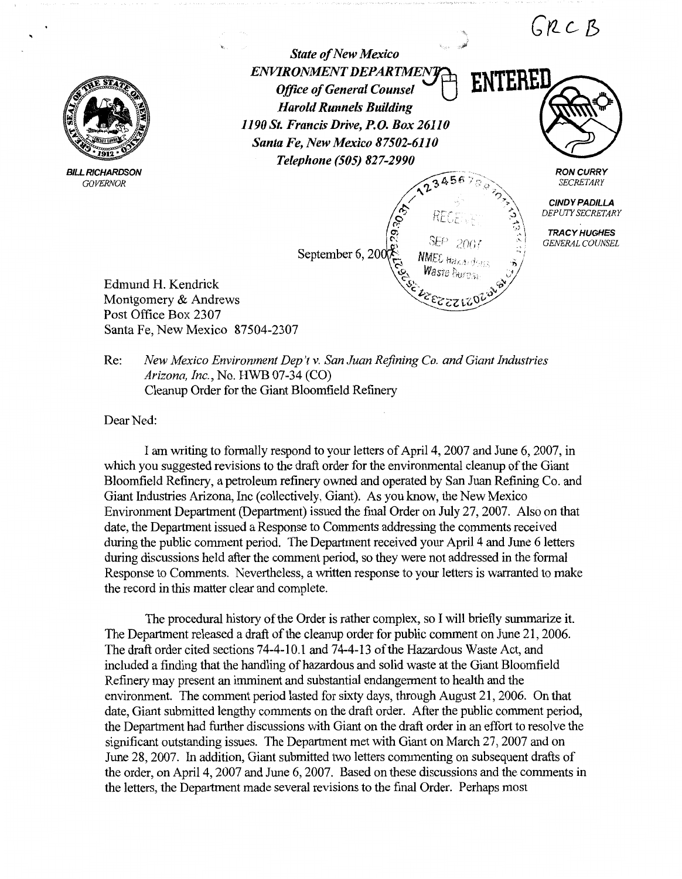GRCB

State of New Mexico
*ENVIRONMENT DEPARTMENT*
*Office of General Counsel*
*Harold Runnels Building*
*1190 St. Francis Drive, P.O. Box 26110*
*Santa Fe, New Mexico 87502-6110*
*Telephone (505) 827-2990*

ENTERED

**BILL RICHARDSON**
*GOVERNOR*

**RON CURRY**
*SECRETARY*

**CINDY PADILLA**
*DEPUTY SECRETARY*

**TRACY HUGHES**
*GENERAL COUNSEL*

RECEIVED
SEP 2007
NMED Hazardous Waste Bureau

September 6, 2007

Edmund H. Kendrick
Montgomery & Andrews
Post Office Box 2307
Santa Fe, New Mexico 87504-2307

Re: *New Mexico Environment Dep't v. San Juan Refining Co. and Giant Industries Arizona, Inc.*, No. HWB 07-34 (CO)
Cleanup Order for the Giant Bloomfield Refinery

Dear Ned:

I am writing to formally respond to your letters of April 4, 2007 and June 6, 2007, in which you suggested revisions to the draft order for the environmental cleanup of the Giant Bloomfield Refinery, a petroleum refinery owned and operated by San Juan Refining Co. and Giant Industries Arizona, Inc (collectively, Giant). As you know, the New Mexico Environment Department (Department) issued the final Order on July 27, 2007. Also on that date, the Department issued a Response to Comments addressing the comments received during the public comment period. The Department received your April 4 and June 6 letters during discussions held after the comment period, so they were not addressed in the formal Response to Comments. Nevertheless, a written response to your letters is warranted to make the record in this matter clear and complete.

The procedural history of the Order is rather complex, so I will briefly summarize it. The Department released a draft of the cleanup order for public comment on June 21, 2006. The draft order cited sections 74-4-10.1 and 74-4-13 of the Hazardous Waste Act, and included a finding that the handling of hazardous and solid waste at the Giant Bloomfield Refinery may present an imminent and substantial endangerment to health and the environment. The comment period lasted for sixty days, through August 21, 2006. On that date, Giant submitted lengthy comments on the draft order. After the public comment period, the Department had further discussions with Giant on the draft order in an effort to resolve the significant outstanding issues. The Department met with Giant on March 27, 2007 and on June 28, 2007. In addition, Giant submitted two letters commenting on subsequent drafts of the order, on April 4, 2007 and June 6, 2007. Based on these discussions and the comments in the letters, the Department made several revisions to the final Order. Perhaps most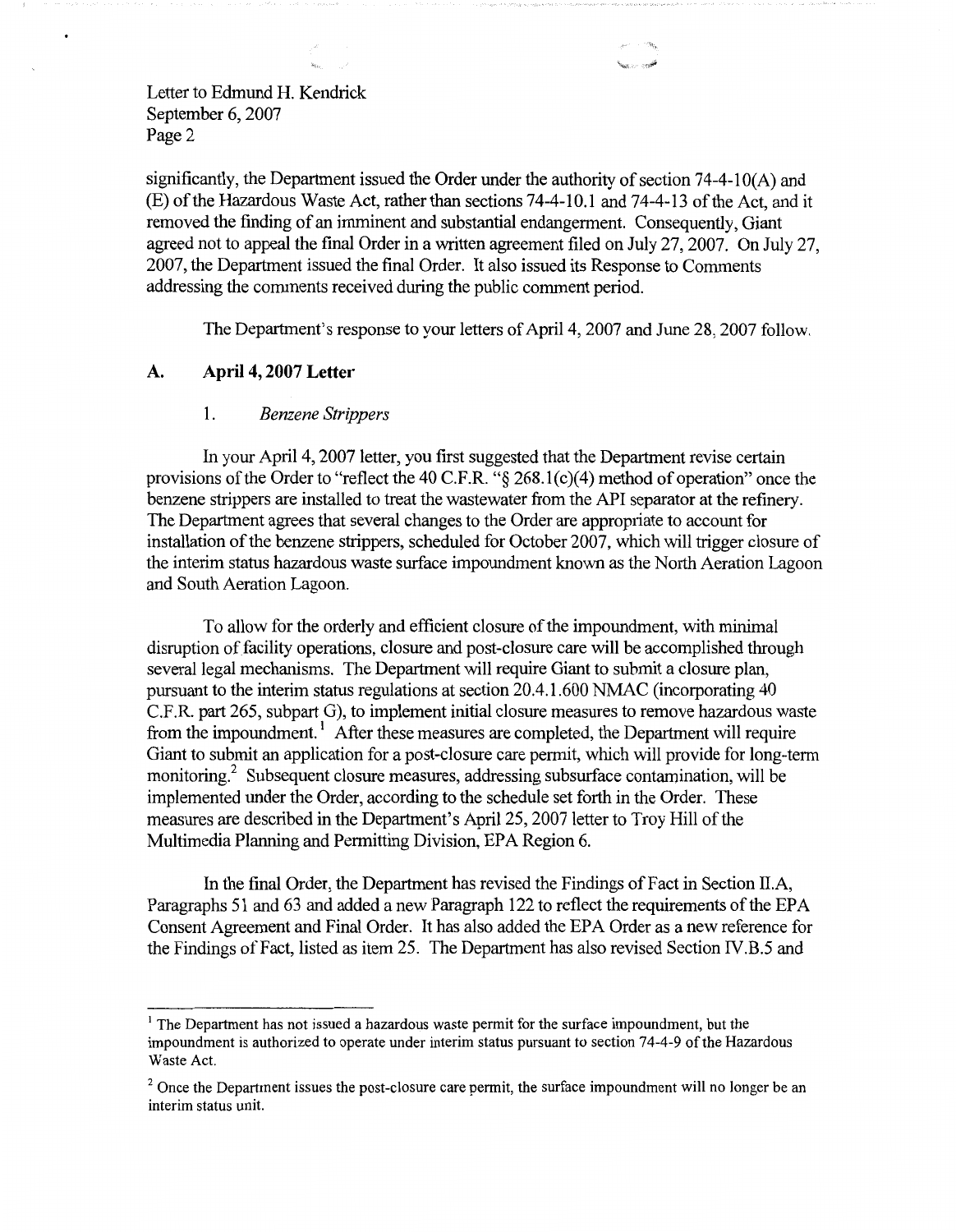significantly, the Department issued the Order under the authority of section 74-4-10(A) and (E) of the Hazardous Waste Act, rather than sections 74-4-10.1 and 74-4-13 of the Act, and it removed the finding of an imminent and substantial endangerment. Consequently, Giant agreed not to appeal the final Order in a written agreement filed on July 27, 2007. On July 27, 2007, the Department issued the final Order. It also issued its Response to Comments addressing the comments received during the public comment period.

The Department's response to your letters of April 4, 2007 and June 28, 2007 follow.

## A. April 4, 2007 Letter

### 1. *Benzene Strippers*

In your April 4, 2007 letter, you first suggested that the Department revise certain provisions of the Order to "reflect the 40 C.F.R. "§ 268.1(c)(4) method of operation" once the benzene strippers are installed to treat the wastewater from the API separator at the refinery. The Department agrees that several changes to the Order are appropriate to account for installation of the benzene strippers, scheduled for October 2007, which will trigger closure of the interim status hazardous waste surface impoundment known as the North Aeration Lagoon and South Aeration Lagoon.

To allow for the orderly and efficient closure of the impoundment, with minimal disruption of facility operations, closure and post-closure care will be accomplished through several legal mechanisms. The Department will require Giant to submit a closure plan, pursuant to the interim status regulations at section 20.4.1.600 NMAC (incorporating 40 C.F.R. part 265, subpart G), to implement initial closure measures to remove hazardous waste from the impoundment.[1] After these measures are completed, the Department will require Giant to submit an application for a post-closure care permit, which will provide for long-term monitoring.[2] Subsequent closure measures, addressing subsurface contamination, will be implemented under the Order, according to the schedule set forth in the Order. These measures are described in the Department's April 25, 2007 letter to Troy Hill of the Multimedia Planning and Permitting Division, EPA Region 6.

In the final Order, the Department has revised the Findings of Fact in Section II.A, Paragraphs 51 and 63 and added a new Paragraph 122 to reflect the requirements of the EPA Consent Agreement and Final Order. It has also added the EPA Order as a new reference for the Findings of Fact, listed as item 25. The Department has also revised Section IV.B.5 and

---

[1] The Department has not issued a hazardous waste permit for the surface impoundment, but the impoundment is authorized to operate under interim status pursuant to section 74-4-9 of the Hazardous Waste Act.

[2] Once the Department issues the post-closure care permit, the surface impoundment will no longer be an interim status unit.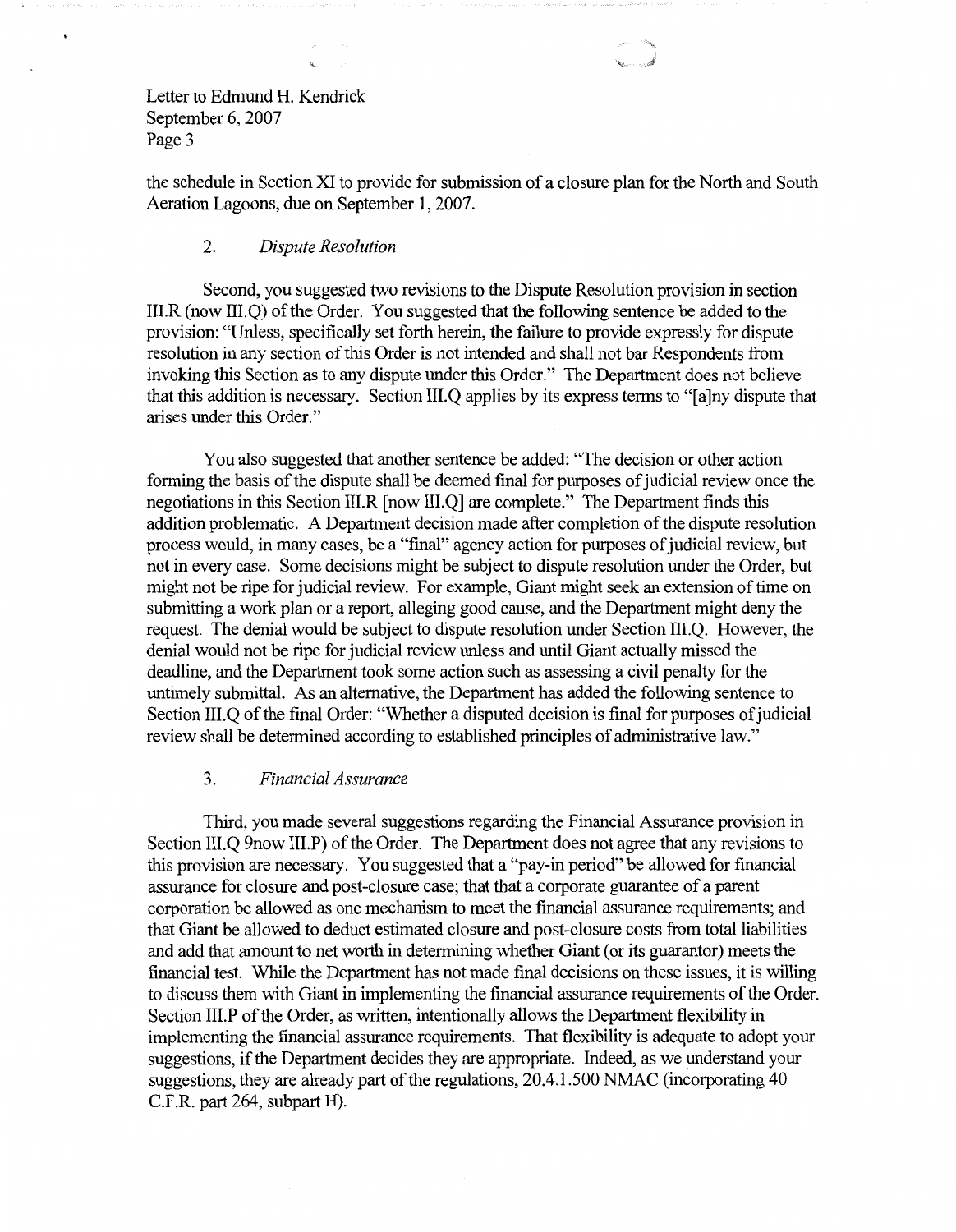the schedule in Section XI to provide for submission of a closure plan for the North and South Aeration Lagoons, due on September 1, 2007.

2. *Dispute Resolution*

Second, you suggested two revisions to the Dispute Resolution provision in section III.R (now III.Q) of the Order. You suggested that the following sentence be added to the provision: "Unless, specifically set forth herein, the failure to provide expressly for dispute resolution in any section of this Order is not intended and shall not bar Respondents from invoking this Section as to any dispute under this Order." The Department does not believe that this addition is necessary. Section III.Q applies by its express terms to "[a]ny dispute that arises under this Order."

You also suggested that another sentence be added: "The decision or other action forming the basis of the dispute shall be deemed final for purposes of judicial review once the negotiations in this Section III.R [now III.Q] are complete." The Department finds this addition problematic. A Department decision made after completion of the dispute resolution process would, in many cases, be a "final" agency action for purposes of judicial review, but not in every case. Some decisions might be subject to dispute resolution under the Order, but might not be ripe for judicial review. For example, Giant might seek an extension of time on submitting a work plan or a report, alleging good cause, and the Department might deny the request. The denial would be subject to dispute resolution under Section III.Q. However, the denial would not be ripe for judicial review unless and until Giant actually missed the deadline, and the Department took some action such as assessing a civil penalty for the untimely submittal. As an alternative, the Department has added the following sentence to Section III.Q of the final Order: "Whether a disputed decision is final for purposes of judicial review shall be determined according to established principles of administrative law."

3. *Financial Assurance*

Third, you made several suggestions regarding the Financial Assurance provision in Section III.Q 9now III.P) of the Order. The Department does not agree that any revisions to this provision are necessary. You suggested that a "pay-in period" be allowed for financial assurance for closure and post-closure case; that that a corporate guarantee of a parent corporation be allowed as one mechanism to meet the financial assurance requirements; and that Giant be allowed to deduct estimated closure and post-closure costs from total liabilities and add that amount to net worth in determining whether Giant (or its guarantor) meets the financial test. While the Department has not made final decisions on these issues, it is willing to discuss them with Giant in implementing the financial assurance requirements of the Order. Section III.P of the Order, as written, intentionally allows the Department flexibility in implementing the financial assurance requirements. That flexibility is adequate to adopt your suggestions, if the Department decides they are appropriate. Indeed, as we understand your suggestions, they are already part of the regulations, 20.4.1.500 NMAC (incorporating 40 C.F.R. part 264, subpart H).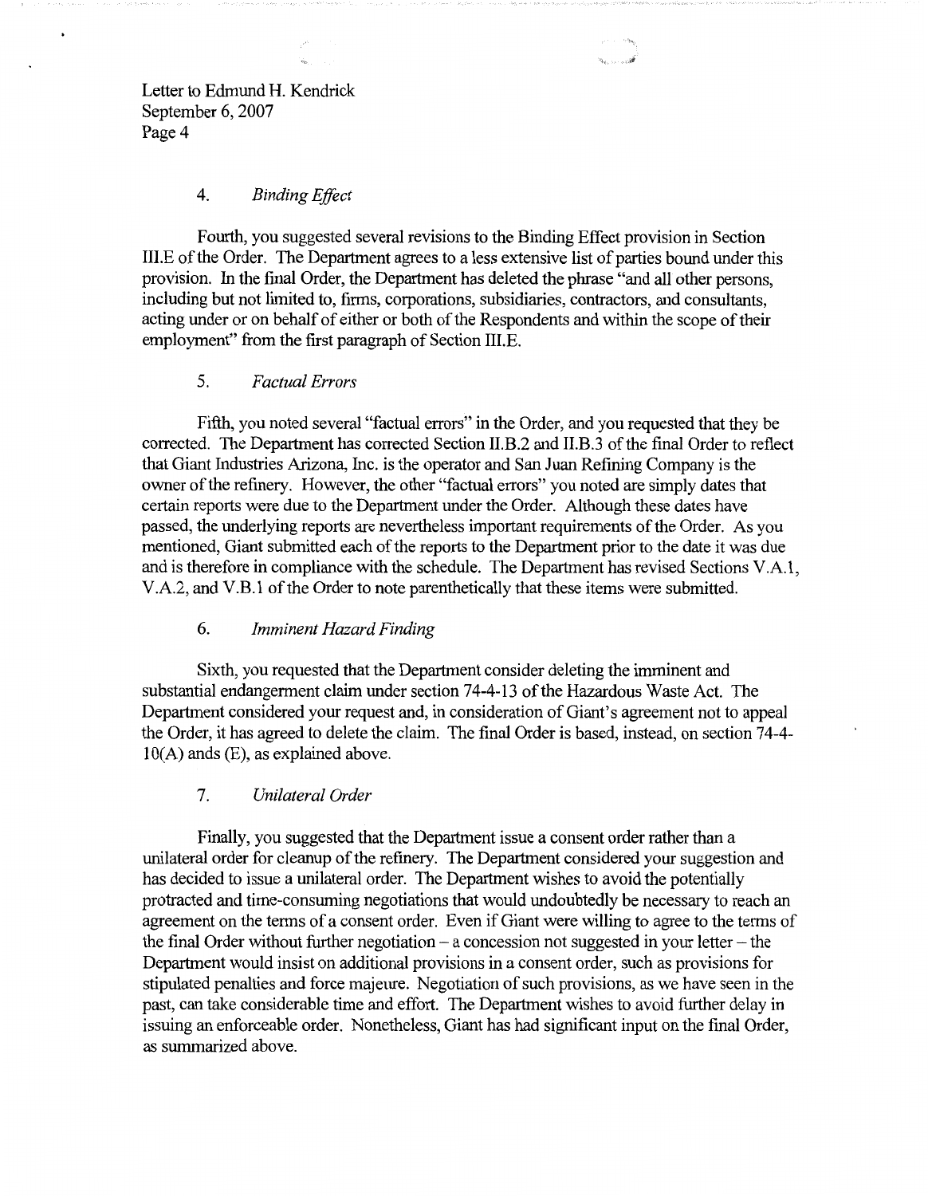Letter to Edmund H. Kendrick
September 6, 2007
Page 4

### 4. *Binding Effect*

Fourth, you suggested several revisions to the Binding Effect provision in Section III.E of the Order. The Department agrees to a less extensive list of parties bound under this provision. In the final Order, the Department has deleted the phrase "and all other persons, including but not limited to, firms, corporations, subsidiaries, contractors, and consultants, acting under or on behalf of either or both of the Respondents and within the scope of their employment" from the first paragraph of Section III.E.

### 5. *Factual Errors*

Fifth, you noted several "factual errors" in the Order, and you requested that they be corrected. The Department has corrected Section II.B.2 and II.B.3 of the final Order to reflect that Giant Industries Arizona, Inc. is the operator and San Juan Refining Company is the owner of the refinery. However, the other "factual errors" you noted are simply dates that certain reports were due to the Department under the Order. Although these dates have passed, the underlying reports are nevertheless important requirements of the Order. As you mentioned, Giant submitted each of the reports to the Department prior to the date it was due and is therefore in compliance with the schedule. The Department has revised Sections V.A.1, V.A.2, and V.B.1 of the Order to note parenthetically that these items were submitted.

### 6. *Imminent Hazard Finding*

Sixth, you requested that the Department consider deleting the imminent and substantial endangerment claim under section 74-4-13 of the Hazardous Waste Act. The Department considered your request and, in consideration of Giant's agreement not to appeal the Order, it has agreed to delete the claim. The final Order is based, instead, on section 74-4-10(A) ands (E), as explained above.

### 7. *Unilateral Order*

Finally, you suggested that the Department issue a consent order rather than a unilateral order for cleanup of the refinery. The Department considered your suggestion and has decided to issue a unilateral order. The Department wishes to avoid the potentially protracted and time-consuming negotiations that would undoubtedly be necessary to reach an agreement on the terms of a consent order. Even if Giant were willing to agree to the terms of the final Order without further negotiation – a concession not suggested in your letter – the Department would insist on additional provisions in a consent order, such as provisions for stipulated penalties and force majeure. Negotiation of such provisions, as we have seen in the past, can take considerable time and effort. The Department wishes to avoid further delay in issuing an enforceable order. Nonetheless, Giant has had significant input on the final Order, as summarized above.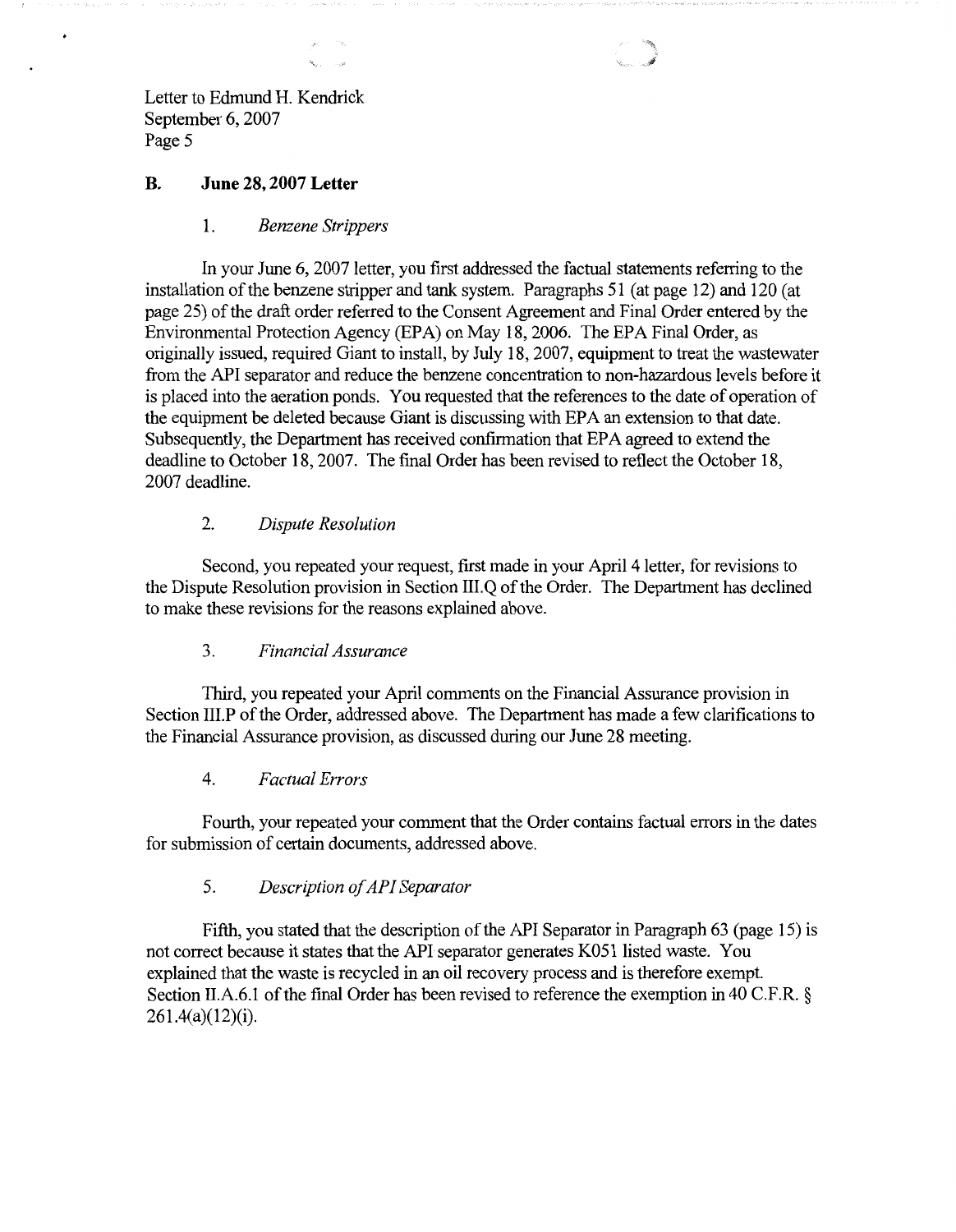## B. June 28, 2007 Letter

### 1. *Benzene Strippers*

In your June 6, 2007 letter, you first addressed the factual statements referring to the installation of the benzene stripper and tank system. Paragraphs 51 (at page 12) and 120 (at page 25) of the draft order referred to the Consent Agreement and Final Order entered by the Environmental Protection Agency (EPA) on May 18, 2006. The EPA Final Order, as originally issued, required Giant to install, by July 18, 2007, equipment to treat the wastewater from the API separator and reduce the benzene concentration to non-hazardous levels before it is placed into the aeration ponds. You requested that the references to the date of operation of the equipment be deleted because Giant is discussing with EPA an extension to that date. Subsequently, the Department has received confirmation that EPA agreed to extend the deadline to October 18, 2007. The final Order has been revised to reflect the October 18, 2007 deadline.

### 2. *Dispute Resolution*

Second, you repeated your request, first made in your April 4 letter, for revisions to the Dispute Resolution provision in Section III.Q of the Order. The Department has declined to make these revisions for the reasons explained above.

### 3. *Financial Assurance*

Third, you repeated your April comments on the Financial Assurance provision in Section III.P of the Order, addressed above. The Department has made a few clarifications to the Financial Assurance provision, as discussed during our June 28 meeting.

### 4. *Factual Errors*

Fourth, your repeated your comment that the Order contains factual errors in the dates for submission of certain documents, addressed above.

### 5. *Description of API Separator*

Fifth, you stated that the description of the API Separator in Paragraph 63 (page 15) is not correct because it states that the API separator generates K051 listed waste. You explained that the waste is recycled in an oil recovery process and is therefore exempt. Section II.A.6.1 of the final Order has been revised to reference the exemption in 40 C.F.R. § 261.4(a)(12)(i).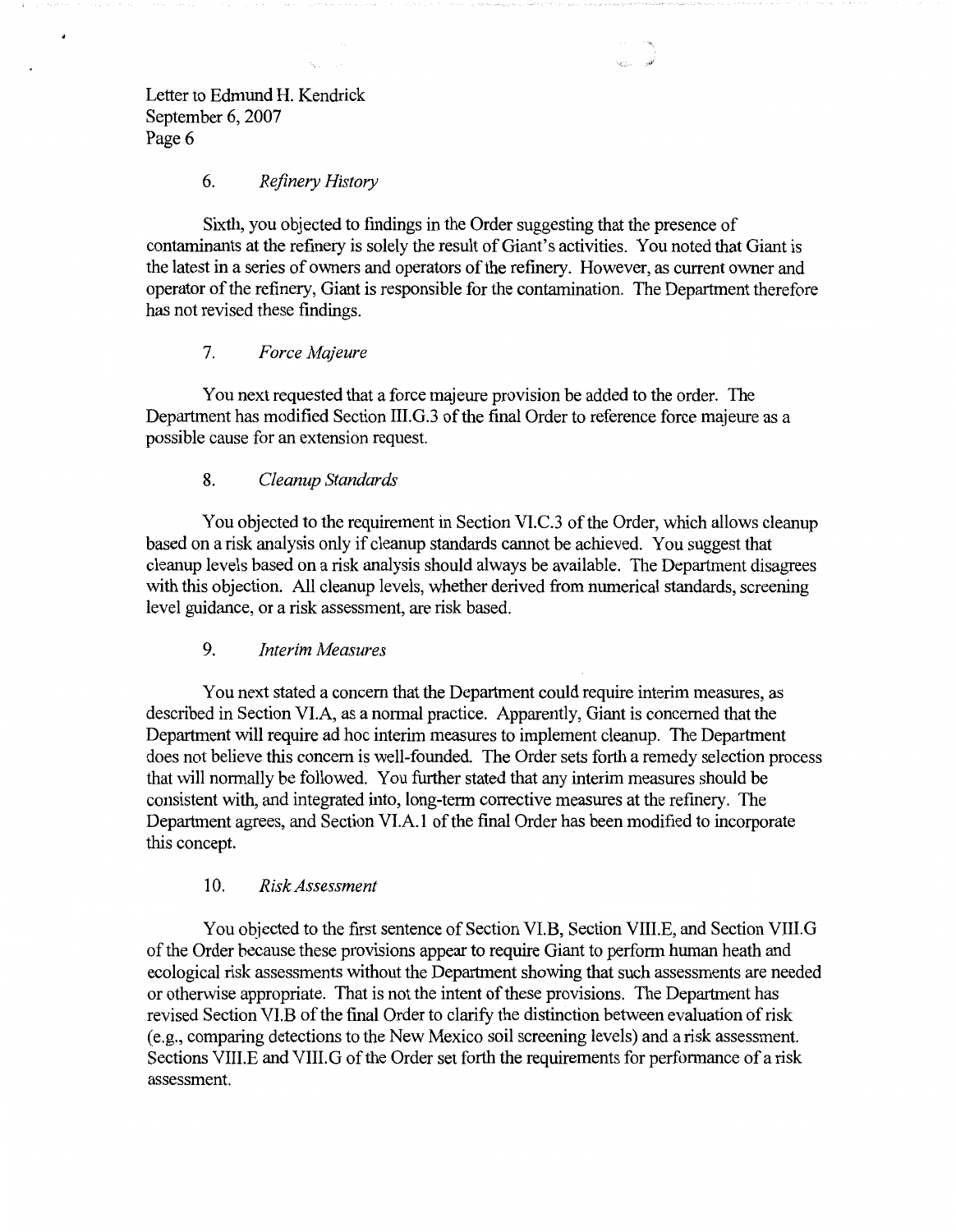Letter to Edmund H. Kendrick
September 6, 2007
Page 6

### 6. *Refinery History*

Sixth, you objected to findings in the Order suggesting that the presence of contaminants at the refinery is solely the result of Giant's activities. You noted that Giant is the latest in a series of owners and operators of the refinery. However, as current owner and operator of the refinery, Giant is responsible for the contamination. The Department therefore has not revised these findings.

### 7. *Force Majeure*

You next requested that a force majeure provision be added to the order. The Department has modified Section III.G.3 of the final Order to reference force majeure as a possible cause for an extension request.

### 8. *Cleanup Standards*

You objected to the requirement in Section VI.C.3 of the Order, which allows cleanup based on a risk analysis only if cleanup standards cannot be achieved. You suggest that cleanup levels based on a risk analysis should always be available. The Department disagrees with this objection. All cleanup levels, whether derived from numerical standards, screening level guidance, or a risk assessment, are risk based.

### 9. *Interim Measures*

You next stated a concern that the Department could require interim measures, as described in Section VI.A, as a normal practice. Apparently, Giant is concerned that the Department will require ad hoc interim measures to implement cleanup. The Department does not believe this concern is well-founded. The Order sets forth a remedy selection process that will normally be followed. You further stated that any interim measures should be consistent with, and integrated into, long-term corrective measures at the refinery. The Department agrees, and Section VI.A.1 of the final Order has been modified to incorporate this concept.

### 10. *Risk Assessment*

You objected to the first sentence of Section VI.B, Section VIII.E, and Section VIII.G of the Order because these provisions appear to require Giant to perform human heath and ecological risk assessments without the Department showing that such assessments are needed or otherwise appropriate. That is not the intent of these provisions. The Department has revised Section VI.B of the final Order to clarify the distinction between evaluation of risk (e.g., comparing detections to the New Mexico soil screening levels) and a risk assessment. Sections VIII.E and VIII.G of the Order set forth the requirements for performance of a risk assessment.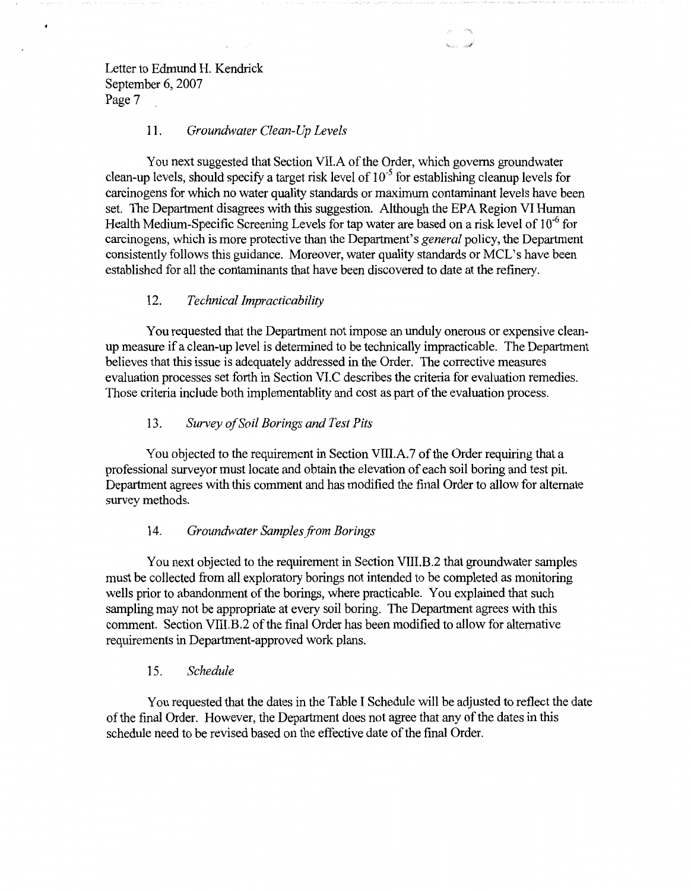Letter to Edmund H. Kendrick
September 6, 2007
Page 7

### 11. *Groundwater Clean-Up Levels*

You next suggested that Section VII.A of the Order, which governs groundwater clean-up levels, should specify a target risk level of $10^{-5}$ for establishing cleanup levels for carcinogens for which no water quality standards or maximum contaminant levels have been set. The Department disagrees with this suggestion. Although the EPA Region VI Human Health Medium-Specific Screening Levels for tap water are based on a risk level of $10^{-6}$ for carcinogens, which is more protective than the Department's *general* policy, the Department consistently follows this guidance. Moreover, water quality standards or MCL's have been established for all the contaminants that have been discovered to date at the refinery.

### 12. *Technical Impracticability*

You requested that the Department not impose an unduly onerous or expensive clean-up measure if a clean-up level is determined to be technically impracticable. The Department believes that this issue is adequately addressed in the Order. The corrective measures evaluation processes set forth in Section VI.C describes the criteria for evaluation remedies. Those criteria include both implementablity and cost as part of the evaluation process.

### 13. *Survey of Soil Borings and Test Pits*

You objected to the requirement in Section VIII.A.7 of the Order requiring that a professional surveyor must locate and obtain the elevation of each soil boring and test pit. Department agrees with this comment and has modified the final Order to allow for alternate survey methods.

### 14. *Groundwater Samples from Borings*

You next objected to the requirement in Section VIII.B.2 that groundwater samples must be collected from all exploratory borings not intended to be completed as monitoring wells prior to abandonment of the borings, where practicable. You explained that such sampling may not be appropriate at every soil boring. The Department agrees with this comment. Section VIII.B.2 of the final Order has been modified to allow for alternative requirements in Department-approved work plans.

### 15. *Schedule*

You requested that the dates in the Table I Schedule will be adjusted to reflect the date of the final Order. However, the Department does not agree that any of the dates in this schedule need to be revised based on the effective date of the final Order.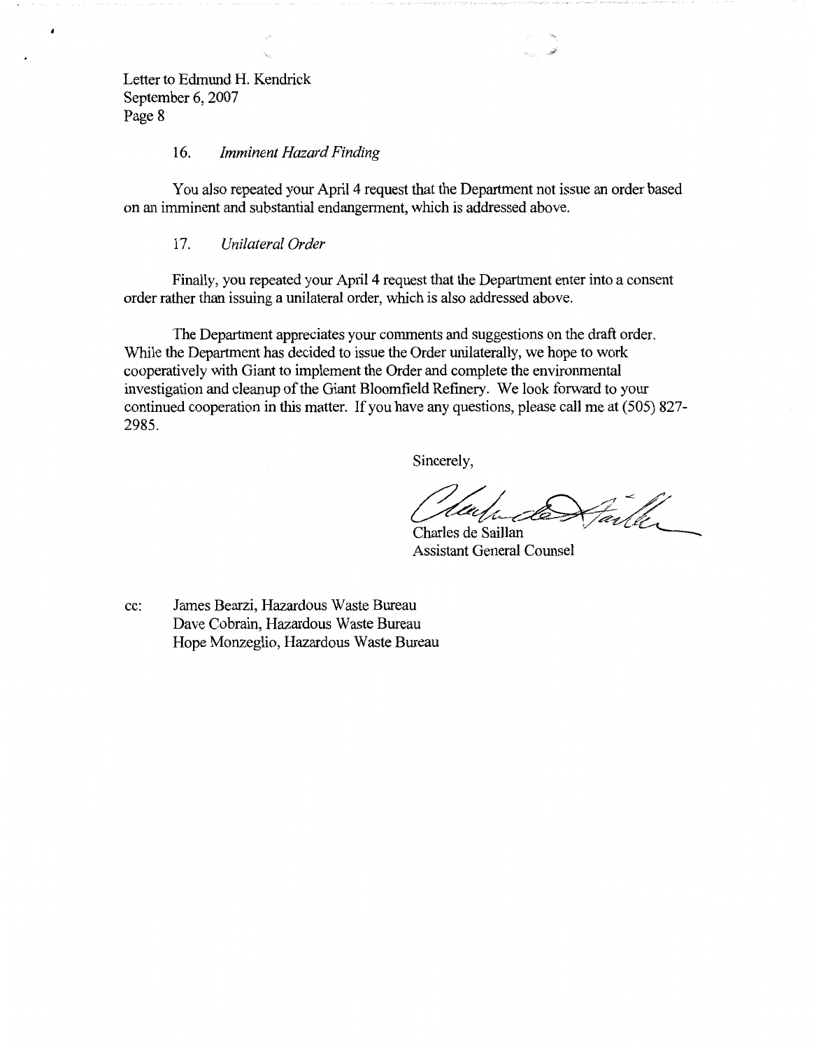16. *Imminent Hazard Finding*

You also repeated your April 4 request that the Department not issue an order based on an imminent and substantial endangerment, which is addressed above.

17. *Unilateral Order*

Finally, you repeated your April 4 request that the Department enter into a consent order rather than issuing a unilateral order, which is also addressed above.

The Department appreciates your comments and suggestions on the draft order. While the Department has decided to issue the Order unilaterally, we hope to work cooperatively with Giant to implement the Order and complete the environmental investigation and cleanup of the Giant Bloomfield Refinery. We look forward to your continued cooperation in this matter. If you have any questions, please call me at (505) 827-2985.

Sincerely,

Charles de Saillan
Assistant General Counsel

cc: James Bearzi, Hazardous Waste Bureau
Dave Cobrain, Hazardous Waste Bureau
Hope Monzeglio, Hazardous Waste Bureau